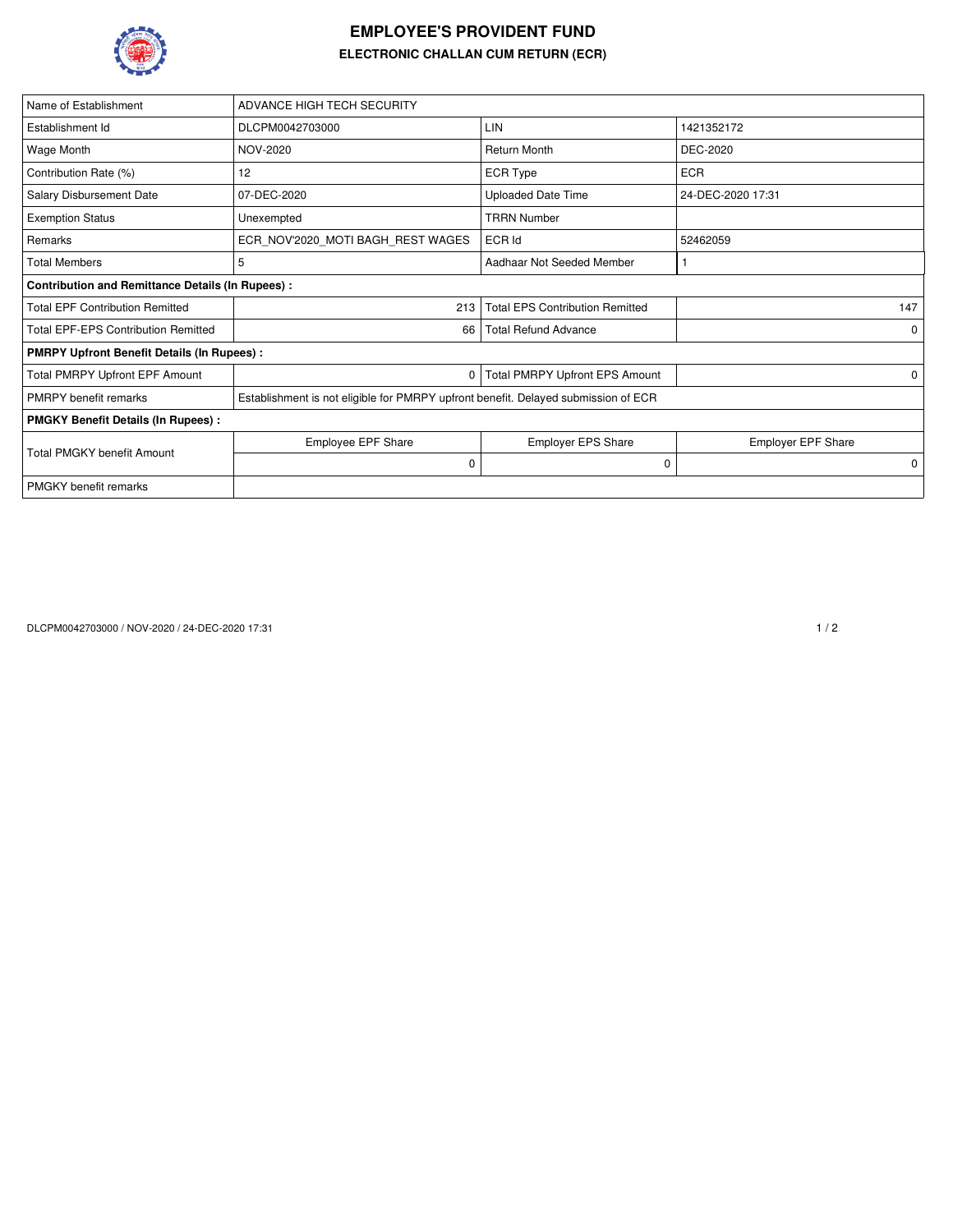# EMPLOYEE'S PROVIDENT FUND

## ELECTRONIC CHALLAN CUM RETURN (ECR)

| Name of Establishment | ADVANCE HIGH TECH SECURITY | | |
|---|---|---|---|
| Establishment Id | DLCPM0042703000 | LIN | 1421352172 |
| Wage Month | NOV-2020 | Return Month | DEC-2020 |
| Contribution Rate (%) | 12 | ECR Type | ECR |
| Salary Disbursement Date | 07-DEC-2020 | Uploaded Date Time | 24-DEC-2020 17:31 |
| Exemption Status | Unexempted | TRRN Number | |
| Remarks | ECR_NOV'2020_MOTI BAGH_REST WAGES | ECR Id | 52462059 |
| Total Members | 5 | Aadhaar Not Seeded Member | 1 |
| **Contribution and Remittance Details (In Rupees) :** | | | |
| Total EPF Contribution Remitted | 213 | Total EPS Contribution Remitted | 147 |
| Total EPF-EPS Contribution Remitted | 66 | Total Refund Advance | 0 |
| **PMRPY Upfront Benefit Details (In Rupees) :** | | | |
| Total PMRPY Upfront EPF Amount | 0 | Total PMRPY Upfront EPS Amount | 0 |
| PMRPY benefit remarks | Establishment is not eligible for PMRPY upfront benefit. Delayed submission of ECR | | |
| **PMGKY Benefit Details (In Rupees) :** | | | |
| Total PMGKY benefit Amount | Employee EPF Share | Employer EPS Share | Employer EPF Share |
| | 0 | 0 | 0 |
| PMGKY benefit remarks | | | |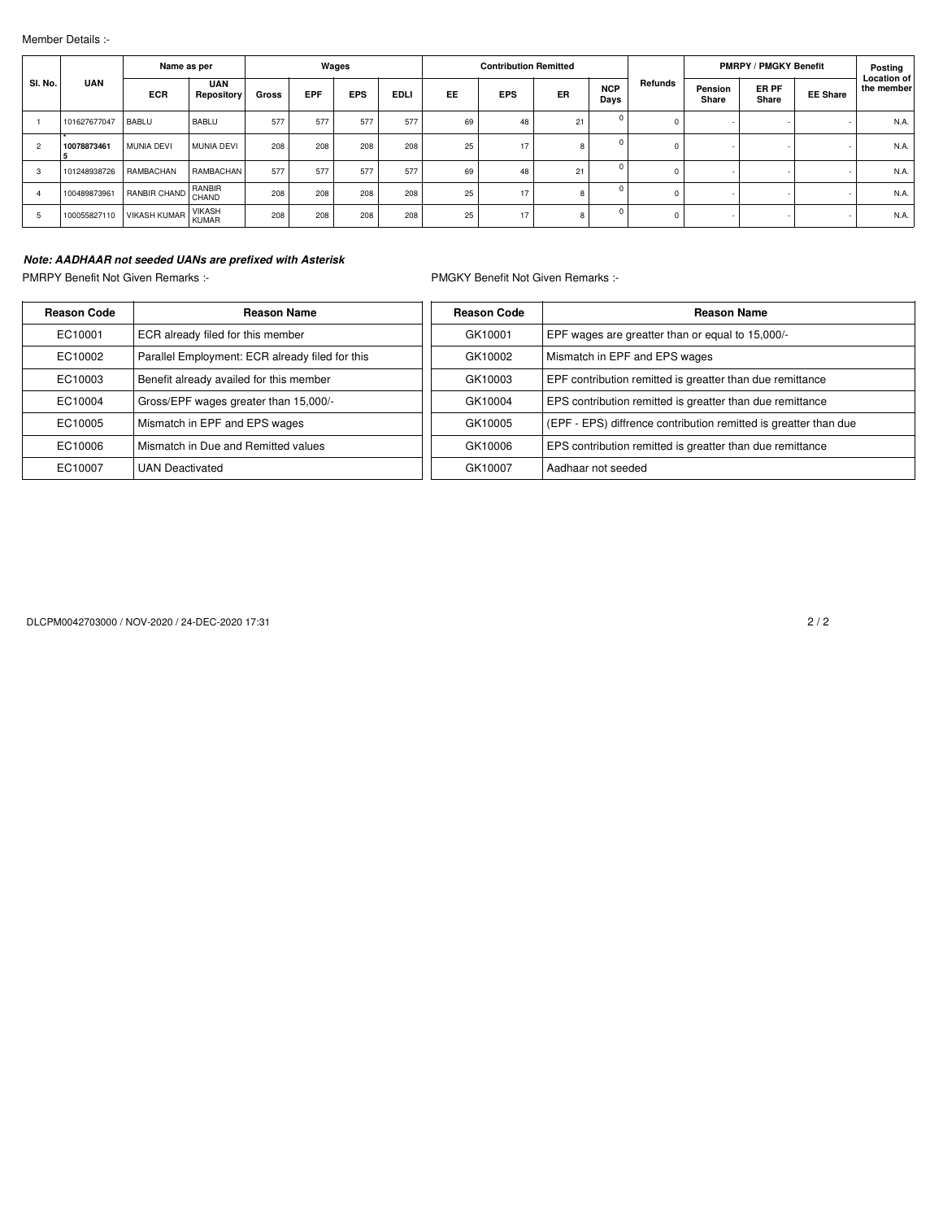Member Details :-

| Sl. No. | UAN | Name as per | | Wages | | | | Contribution Remitted | | | | Refunds | PMRPY / PMGKY Benefit | | | Posting Location of the member |
|---|---|---|---|---|---|---|---|---|---|---|---|---|---|---|---|---|
| | | ECR | UAN Repository | Gross | EPF | EPS | EDLI | EE | EPS | ER | NCP Days | | Pension Share | ER PF Share | EE Share | |
| 1 | 101627677047 | BABLU | BABLU | 577 | 577 | 577 | 577 | 69 | 48 | 21 | 0 | 0 | - | - | - | N.A. |
| 2 | * 100788734615 | MUNIA DEVI | MUNIA DEVI | 208 | 208 | 208 | 208 | 25 | 17 | 8 | 0 | 0 | - | - | - | N.A. |
| 3 | 101248938726 | RAMBACHAN | RAMBACHAN | 577 | 577 | 577 | 577 | 69 | 48 | 21 | 0 | 0 | - | - | - | N.A. |
| 4 | 100489873961 | RANBIR CHAND | RANBIR CHAND | 208 | 208 | 208 | 208 | 25 | 17 | 8 | 0 | 0 | - | - | - | N.A. |
| 5 | 100055827110 | VIKASH KUMAR | VIKASH KUMAR | 208 | 208 | 208 | 208 | 25 | 17 | 8 | 0 | 0 | - | - | - | N.A. |

***Note: AADHAAR not seeded UANs are prefixed with Asterisk***

PMRPY Benefit Not Given Remarks :-

| Reason Code | Reason Name |
|---|---|
| EC10001 | ECR already filed for this member |
| EC10002 | Parallel Employment: ECR already filed for this |
| EC10003 | Benefit already availed for this member |
| EC10004 | Gross/EPF wages greater than 15,000/- |
| EC10005 | Mismatch in EPF and EPS wages |
| EC10006 | Mismatch in Due and Remitted values |
| EC10007 | UAN Deactivated |

PMGKY Benefit Not Given Remarks :-

| Reason Code | Reason Name |
|---|---|
| GK10001 | EPF wages are greatter than or equal to 15,000/- |
| GK10002 | Mismatch in EPF and EPS wages |
| GK10003 | EPF contribution remitted is greatter than due remittance |
| GK10004 | EPS contribution remitted is greatter than due remittance |
| GK10005 | (EPF - EPS) diffrence contribution remitted is greater than due |
| GK10006 | EPS contribution remitted is greatter than due remittance |
| GK10007 | Aadhaar not seeded |

DLCPM0042703000 / NOV-2020 / 24-DEC-2020 17:31